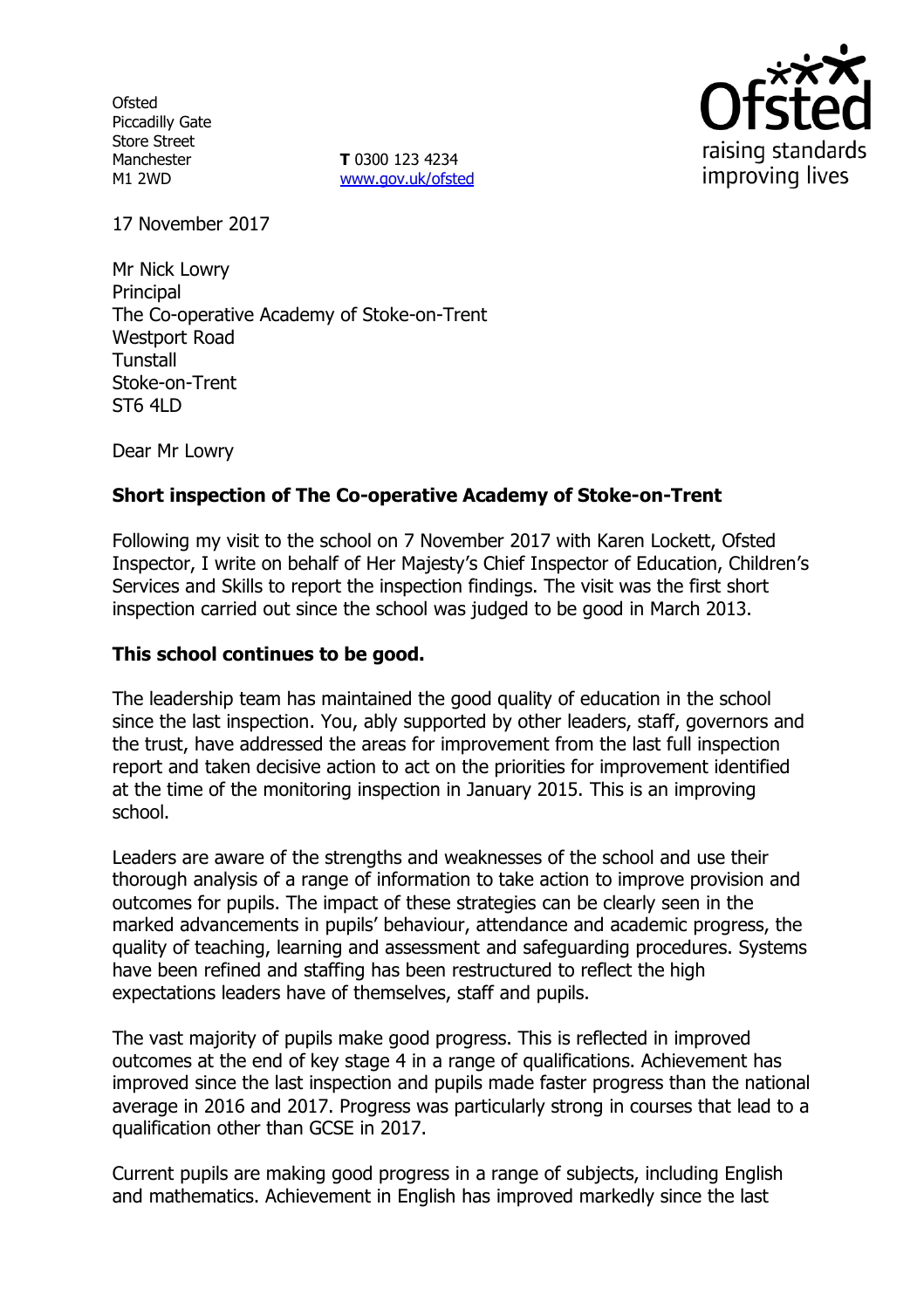Ofsted
Piccadilly Gate
Store Street
Manchester
M1 2WD

**T** 0300 123 4234
www.gov.uk/ofsted

17 November 2017

Mr Nick Lowry
Principal
The Co-operative Academy of Stoke-on-Trent
Westport Road
Tunstall
Stoke-on-Trent
ST6 4LD

Dear Mr Lowry

**Short inspection of The Co-operative Academy of Stoke-on-Trent**

Following my visit to the school on 7 November 2017 with Karen Lockett, Ofsted Inspector, I write on behalf of Her Majesty's Chief Inspector of Education, Children's Services and Skills to report the inspection findings. The visit was the first short inspection carried out since the school was judged to be good in March 2013.

**This school continues to be good.**

The leadership team has maintained the good quality of education in the school since the last inspection. You, ably supported by other leaders, staff, governors and the trust, have addressed the areas for improvement from the last full inspection report and taken decisive action to act on the priorities for improvement identified at the time of the monitoring inspection in January 2015. This is an improving school.

Leaders are aware of the strengths and weaknesses of the school and use their thorough analysis of a range of information to take action to improve provision and outcomes for pupils. The impact of these strategies can be clearly seen in the marked advancements in pupils' behaviour, attendance and academic progress, the quality of teaching, learning and assessment and safeguarding procedures. Systems have been refined and staffing has been restructured to reflect the high expectations leaders have of themselves, staff and pupils.

The vast majority of pupils make good progress. This is reflected in improved outcomes at the end of key stage 4 in a range of qualifications. Achievement has improved since the last inspection and pupils made faster progress than the national average in 2016 and 2017. Progress was particularly strong in courses that lead to a qualification other than GCSE in 2017.

Current pupils are making good progress in a range of subjects, including English and mathematics. Achievement in English has improved markedly since the last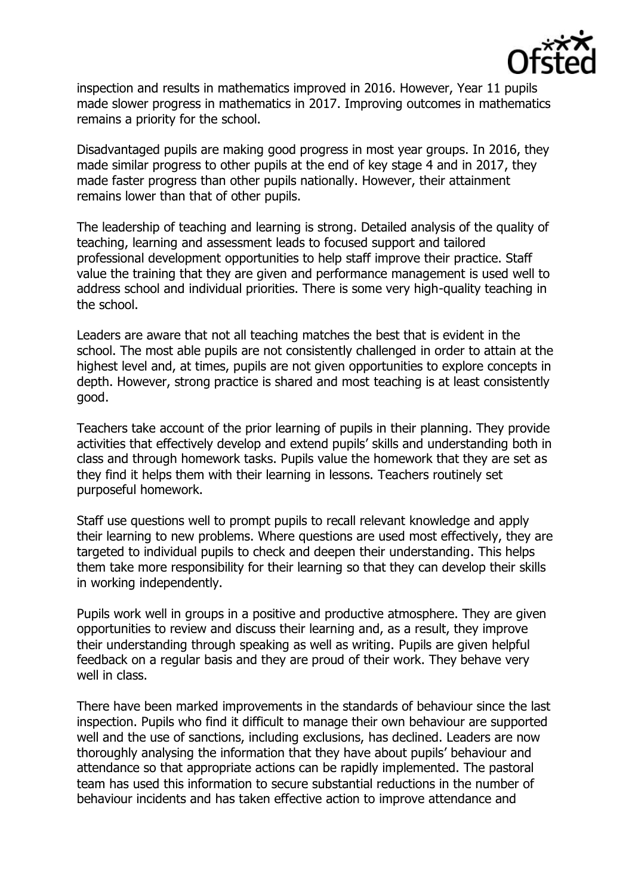inspection and results in mathematics improved in 2016. However, Year 11 pupils made slower progress in mathematics in 2017. Improving outcomes in mathematics remains a priority for the school.

Disadvantaged pupils are making good progress in most year groups. In 2016, they made similar progress to other pupils at the end of key stage 4 and in 2017, they made faster progress than other pupils nationally. However, their attainment remains lower than that of other pupils.

The leadership of teaching and learning is strong. Detailed analysis of the quality of teaching, learning and assessment leads to focused support and tailored professional development opportunities to help staff improve their practice. Staff value the training that they are given and performance management is used well to address school and individual priorities. There is some very high-quality teaching in the school.

Leaders are aware that not all teaching matches the best that is evident in the school. The most able pupils are not consistently challenged in order to attain at the highest level and, at times, pupils are not given opportunities to explore concepts in depth. However, strong practice is shared and most teaching is at least consistently good.

Teachers take account of the prior learning of pupils in their planning. They provide activities that effectively develop and extend pupils' skills and understanding both in class and through homework tasks. Pupils value the homework that they are set as they find it helps them with their learning in lessons. Teachers routinely set purposeful homework.

Staff use questions well to prompt pupils to recall relevant knowledge and apply their learning to new problems. Where questions are used most effectively, they are targeted to individual pupils to check and deepen their understanding. This helps them take more responsibility for their learning so that they can develop their skills in working independently.

Pupils work well in groups in a positive and productive atmosphere. They are given opportunities to review and discuss their learning and, as a result, they improve their understanding through speaking as well as writing. Pupils are given helpful feedback on a regular basis and they are proud of their work. They behave very well in class.

There have been marked improvements in the standards of behaviour since the last inspection. Pupils who find it difficult to manage their own behaviour are supported well and the use of sanctions, including exclusions, has declined. Leaders are now thoroughly analysing the information that they have about pupils' behaviour and attendance so that appropriate actions can be rapidly implemented. The pastoral team has used this information to secure substantial reductions in the number of behaviour incidents and has taken effective action to improve attendance and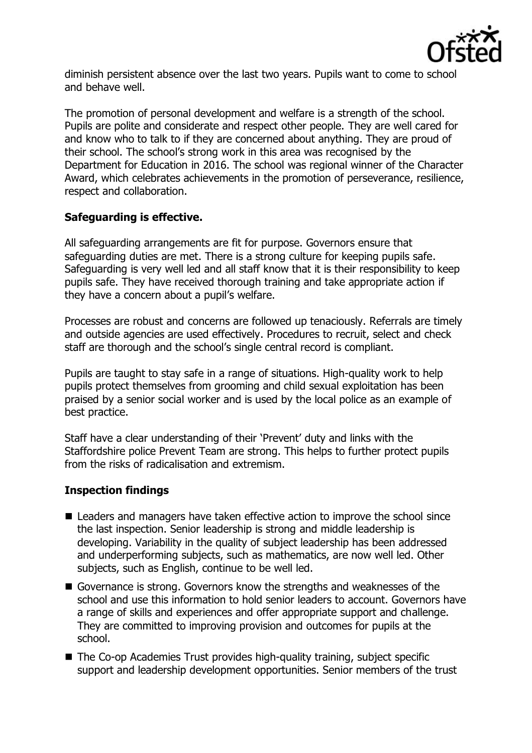diminish persistent absence over the last two years. Pupils want to come to school and behave well.

The promotion of personal development and welfare is a strength of the school. Pupils are polite and considerate and respect other people. They are well cared for and know who to talk to if they are concerned about anything. They are proud of their school. The school's strong work in this area was recognised by the Department for Education in 2016. The school was regional winner of the Character Award, which celebrates achievements in the promotion of perseverance, resilience, respect and collaboration.

### Safeguarding is effective.

All safeguarding arrangements are fit for purpose. Governors ensure that safeguarding duties are met. There is a strong culture for keeping pupils safe. Safeguarding is very well led and all staff know that it is their responsibility to keep pupils safe. They have received thorough training and take appropriate action if they have a concern about a pupil's welfare.

Processes are robust and concerns are followed up tenaciously. Referrals are timely and outside agencies are used effectively. Procedures to recruit, select and check staff are thorough and the school's single central record is compliant.

Pupils are taught to stay safe in a range of situations. High-quality work to help pupils protect themselves from grooming and child sexual exploitation has been praised by a senior social worker and is used by the local police as an example of best practice.

Staff have a clear understanding of their 'Prevent' duty and links with the Staffordshire police Prevent Team are strong. This helps to further protect pupils from the risks of radicalisation and extremism.

### Inspection findings

- Leaders and managers have taken effective action to improve the school since the last inspection. Senior leadership is strong and middle leadership is developing. Variability in the quality of subject leadership has been addressed and underperforming subjects, such as mathematics, are now well led. Other subjects, such as English, continue to be well led.
- Governance is strong. Governors know the strengths and weaknesses of the school and use this information to hold senior leaders to account. Governors have a range of skills and experiences and offer appropriate support and challenge. They are committed to improving provision and outcomes for pupils at the school.
- The Co-op Academies Trust provides high-quality training, subject specific support and leadership development opportunities. Senior members of the trust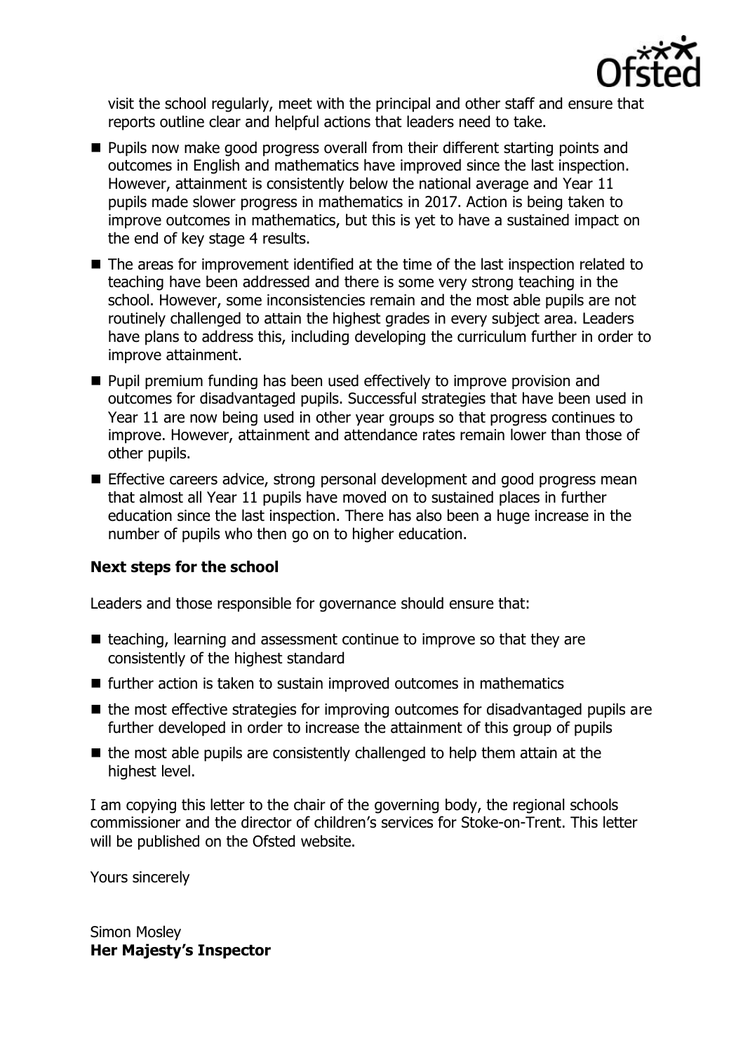visit the school regularly, meet with the principal and other staff and ensure that reports outline clear and helpful actions that leaders need to take.

- Pupils now make good progress overall from their different starting points and outcomes in English and mathematics have improved since the last inspection. However, attainment is consistently below the national average and Year 11 pupils made slower progress in mathematics in 2017. Action is being taken to improve outcomes in mathematics, but this is yet to have a sustained impact on the end of key stage 4 results.
- The areas for improvement identified at the time of the last inspection related to teaching have been addressed and there is some very strong teaching in the school. However, some inconsistencies remain and the most able pupils are not routinely challenged to attain the highest grades in every subject area. Leaders have plans to address this, including developing the curriculum further in order to improve attainment.
- Pupil premium funding has been used effectively to improve provision and outcomes for disadvantaged pupils. Successful strategies that have been used in Year 11 are now being used in other year groups so that progress continues to improve. However, attainment and attendance rates remain lower than those of other pupils.
- Effective careers advice, strong personal development and good progress mean that almost all Year 11 pupils have moved on to sustained places in further education since the last inspection. There has also been a huge increase in the number of pupils who then go on to higher education.

**Next steps for the school**

Leaders and those responsible for governance should ensure that:

- teaching, learning and assessment continue to improve so that they are consistently of the highest standard
- further action is taken to sustain improved outcomes in mathematics
- the most effective strategies for improving outcomes for disadvantaged pupils are further developed in order to increase the attainment of this group of pupils
- the most able pupils are consistently challenged to help them attain at the highest level.

I am copying this letter to the chair of the governing body, the regional schools commissioner and the director of children's services for Stoke-on-Trent. This letter will be published on the Ofsted website.

Yours sincerely

Simon Mosley
**Her Majesty's Inspector**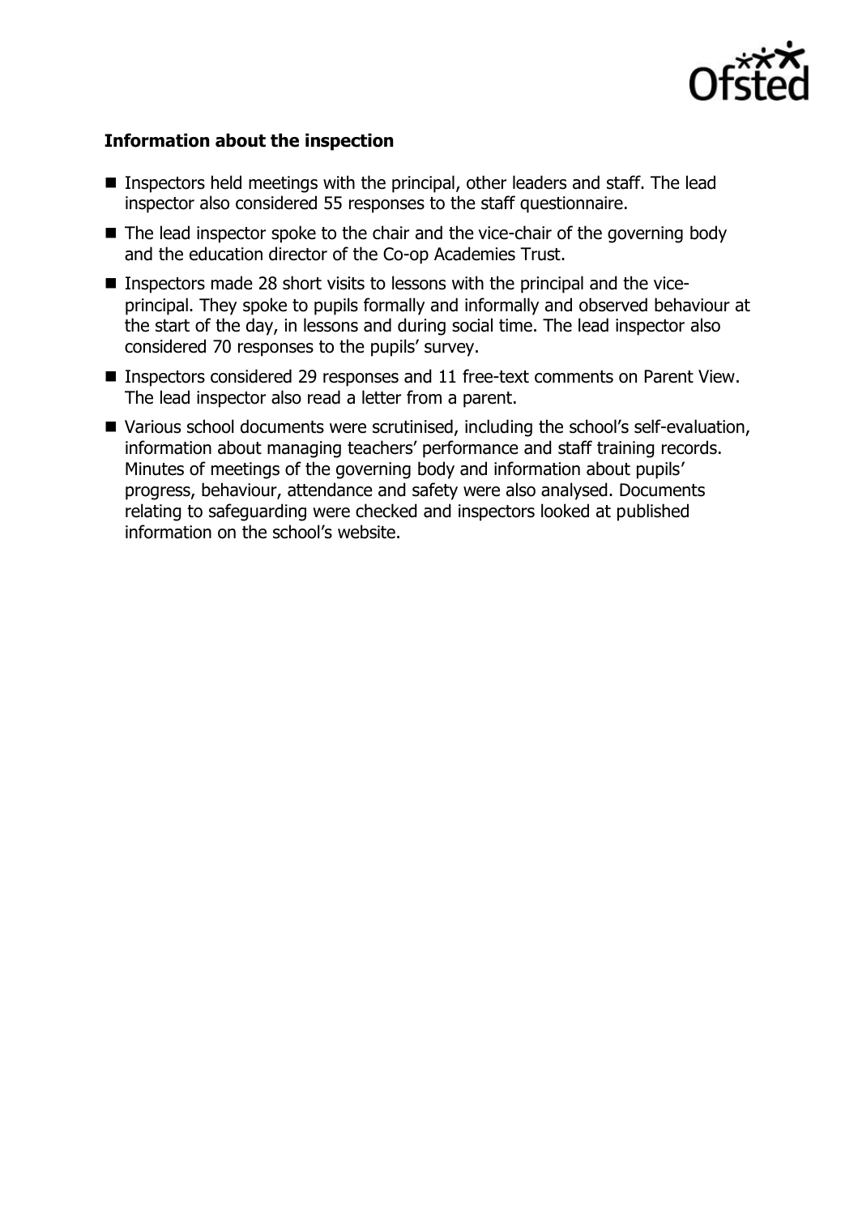**Information about the inspection**

- Inspectors held meetings with the principal, other leaders and staff. The lead inspector also considered 55 responses to the staff questionnaire.
- The lead inspector spoke to the chair and the vice-chair of the governing body and the education director of the Co-op Academies Trust.
- Inspectors made 28 short visits to lessons with the principal and the vice-principal. They spoke to pupils formally and informally and observed behaviour at the start of the day, in lessons and during social time. The lead inspector also considered 70 responses to the pupils' survey.
- Inspectors considered 29 responses and 11 free-text comments on Parent View. The lead inspector also read a letter from a parent.
- Various school documents were scrutinised, including the school's self-evaluation, information about managing teachers' performance and staff training records. Minutes of meetings of the governing body and information about pupils' progress, behaviour, attendance and safety were also analysed. Documents relating to safeguarding were checked and inspectors looked at published information on the school's website.